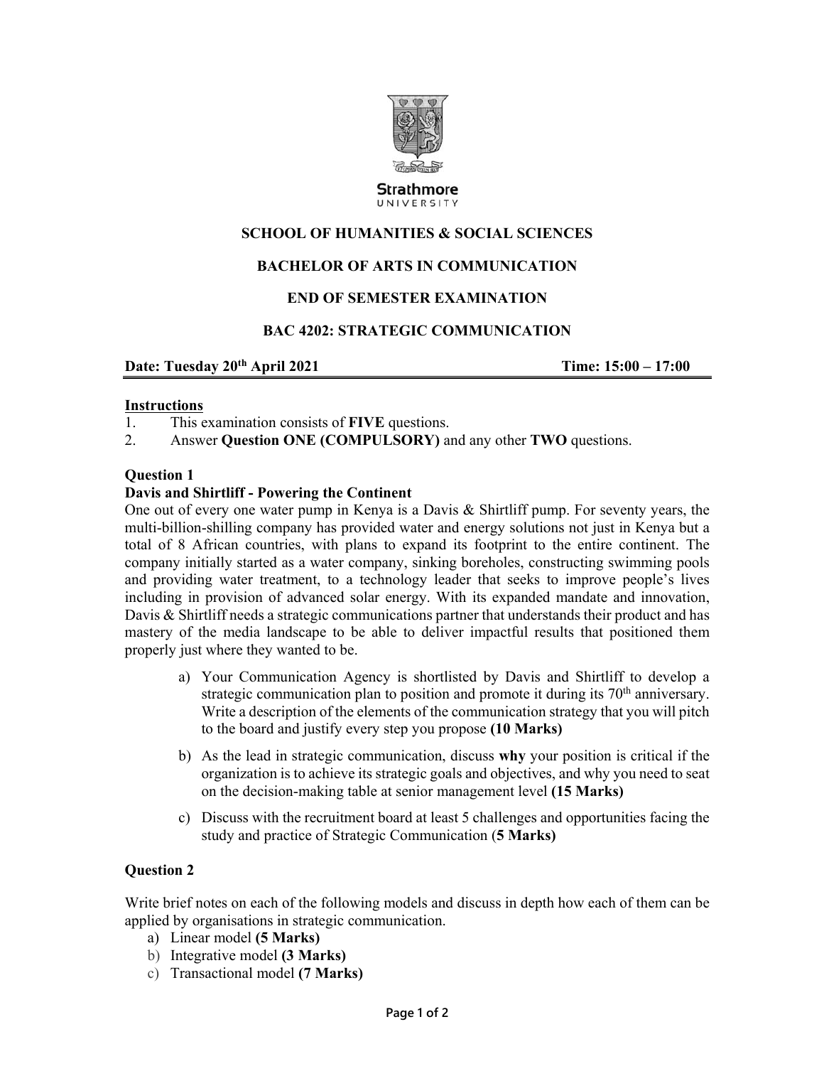Strathmore UNIVERSITY

# SCHOOL OF HUMANITIES & SOCIAL SCIENCES

## BACHELOR OF ARTS IN COMMUNICATION

## END OF SEMESTER EXAMINATION

## BAC 4202: STRATEGIC COMMUNICATION

**Date: Tuesday 20th April 2021** **Time: 15:00 – 17:00**

**Instructions**

1. This examination consists of **FIVE** questions.
2. Answer **Question ONE (COMPULSORY)** and any other **TWO** questions.

### Question 1

**Davis and Shirtliff - Powering the Continent**

One out of every one water pump in Kenya is a Davis & Shirtliff pump. For seventy years, the multi-billion-shilling company has provided water and energy solutions not just in Kenya but a total of 8 African countries, with plans to expand its footprint to the entire continent. The company initially started as a water company, sinking boreholes, constructing swimming pools and providing water treatment, to a technology leader that seeks to improve people's lives including in provision of advanced solar energy. With its expanded mandate and innovation, Davis & Shirtliff needs a strategic communications partner that understands their product and has mastery of the media landscape to be able to deliver impactful results that positioned them properly just where they wanted to be.

a) Your Communication Agency is shortlisted by Davis and Shirtliff to develop a strategic communication plan to position and promote it during its 70th anniversary. Write a description of the elements of the communication strategy that you will pitch to the board and justify every step you propose **(10 Marks)**

b) As the lead in strategic communication, discuss **why** your position is critical if the organization is to achieve its strategic goals and objectives, and why you need to seat on the decision-making table at senior management level **(15 Marks)**

c) Discuss with the recruitment board at least 5 challenges and opportunities facing the study and practice of Strategic Communication (**5 Marks)**

### Question 2

Write brief notes on each of the following models and discuss in depth how each of them can be applied by organisations in strategic communication.

a) Linear model **(5 Marks)**
b) Integrative model **(3 Marks)**
c) Transactional model **(7 Marks)**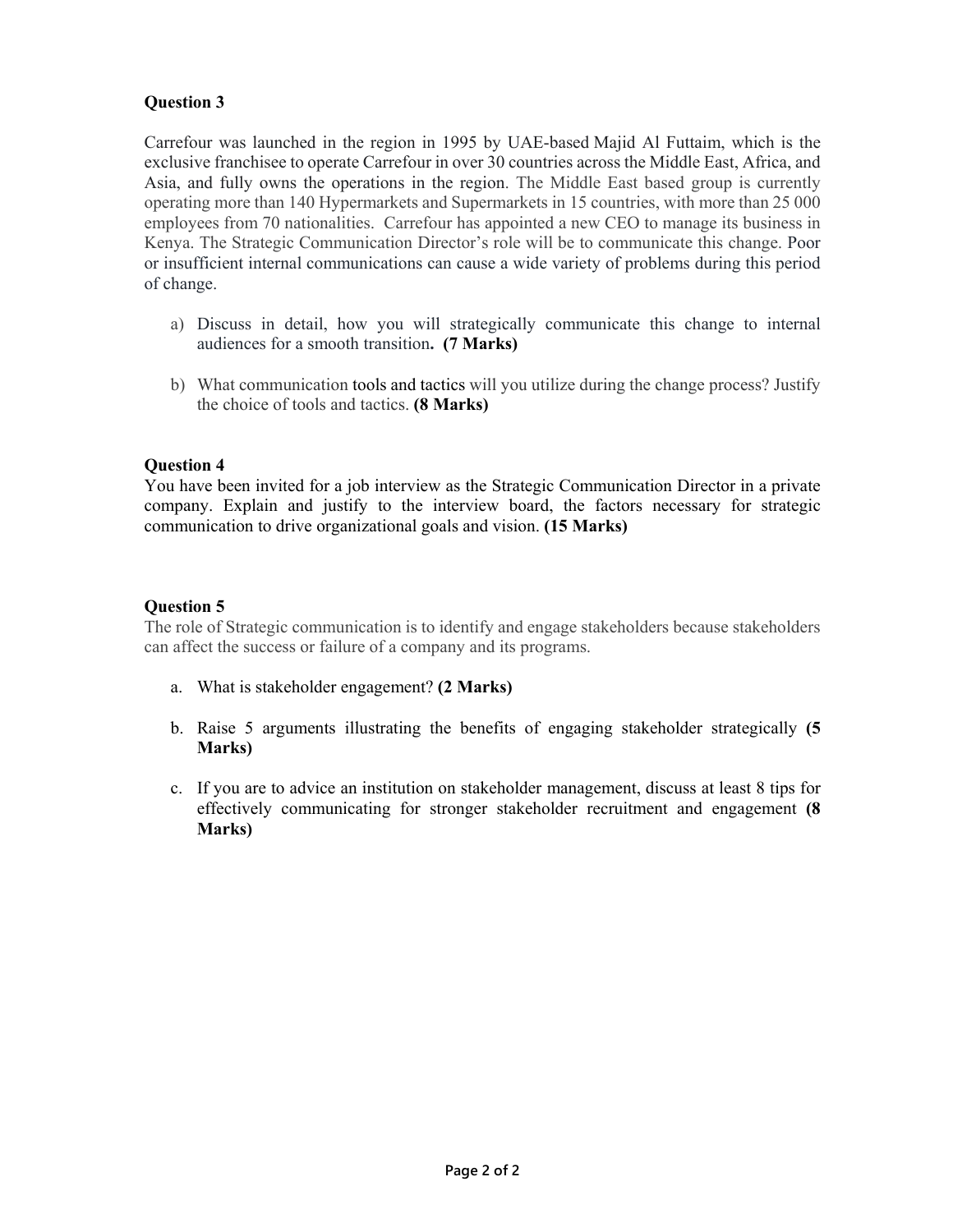**Question 3**

Carrefour was launched in the region in 1995 by UAE-based Majid Al Futtaim, which is the exclusive franchisee to operate Carrefour in over 30 countries across the Middle East, Africa, and Asia, and fully owns the operations in the region. The Middle East based group is currently operating more than 140 Hypermarkets and Supermarkets in 15 countries, with more than 25 000 employees from 70 nationalities. Carrefour has appointed a new CEO to manage its business in Kenya. The Strategic Communication Director's role will be to communicate this change. Poor or insufficient internal communications can cause a wide variety of problems during this period of change.

a) Discuss in detail, how you will strategically communicate this change to internal audiences for a smooth transition**. (7 Marks)**

b) What communication tools and tactics will you utilize during the change process? Justify the choice of tools and tactics. **(8 Marks)**

**Question 4**

You have been invited for a job interview as the Strategic Communication Director in a private company. Explain and justify to the interview board, the factors necessary for strategic communication to drive organizational goals and vision. **(15 Marks)**

**Question 5**

The role of Strategic communication is to identify and engage stakeholders because stakeholders can affect the success or failure of a company and its programs.

a. What is stakeholder engagement? **(2 Marks)**

b. Raise 5 arguments illustrating the benefits of engaging stakeholder strategically **(5 Marks)**

c. If you are to advice an institution on stakeholder management, discuss at least 8 tips for effectively communicating for stronger stakeholder recruitment and engagement **(8 Marks)**